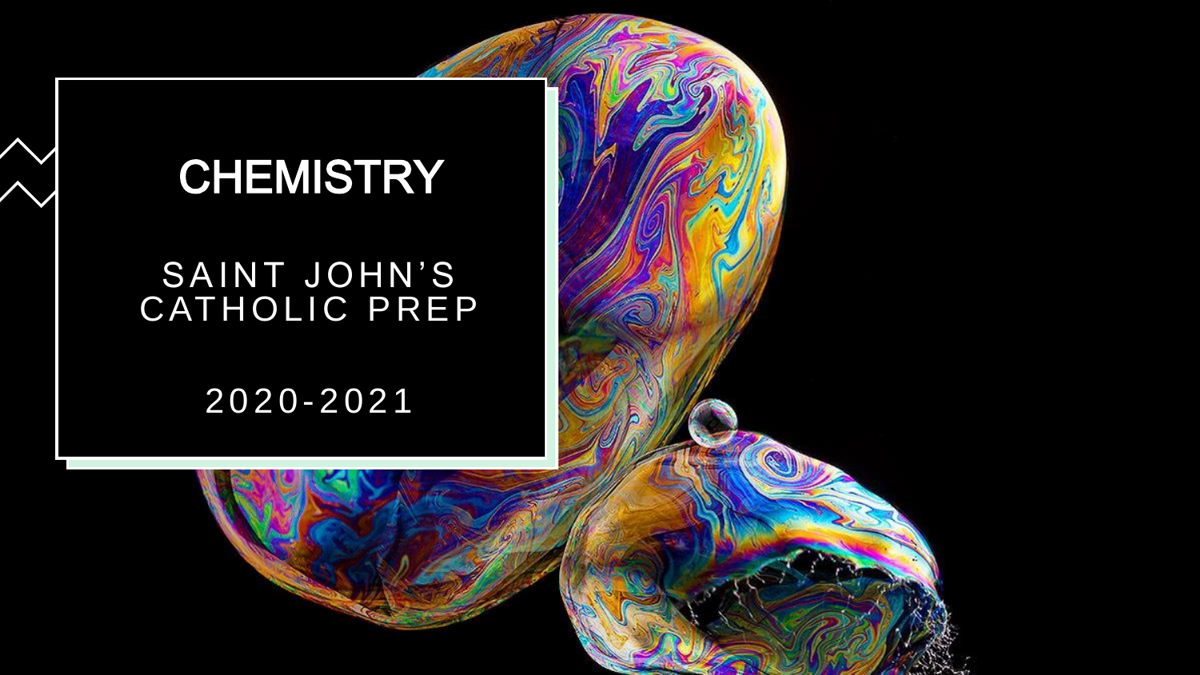# CHEMISTRY

SAINT JOHN'S CATHOLIC PREP

2020-2021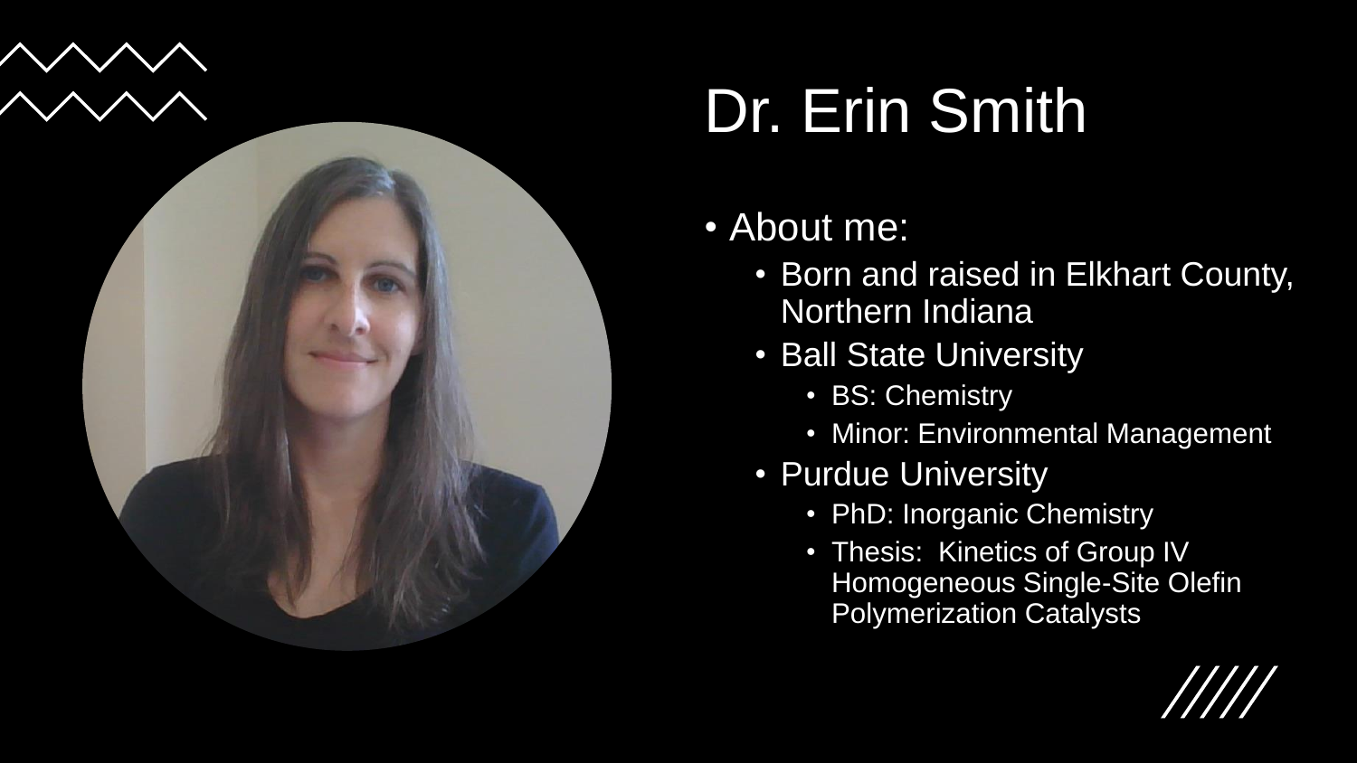# Dr. Erin Smith

- About me:
  - Born and raised in Elkhart County, Northern Indiana
  - Ball State University
    - BS: Chemistry
    - Minor: Environmental Management
  - Purdue University
    - PhD: Inorganic Chemistry
    - Thesis: Kinetics of Group IV Homogeneous Single-Site Olefin Polymerization Catalysts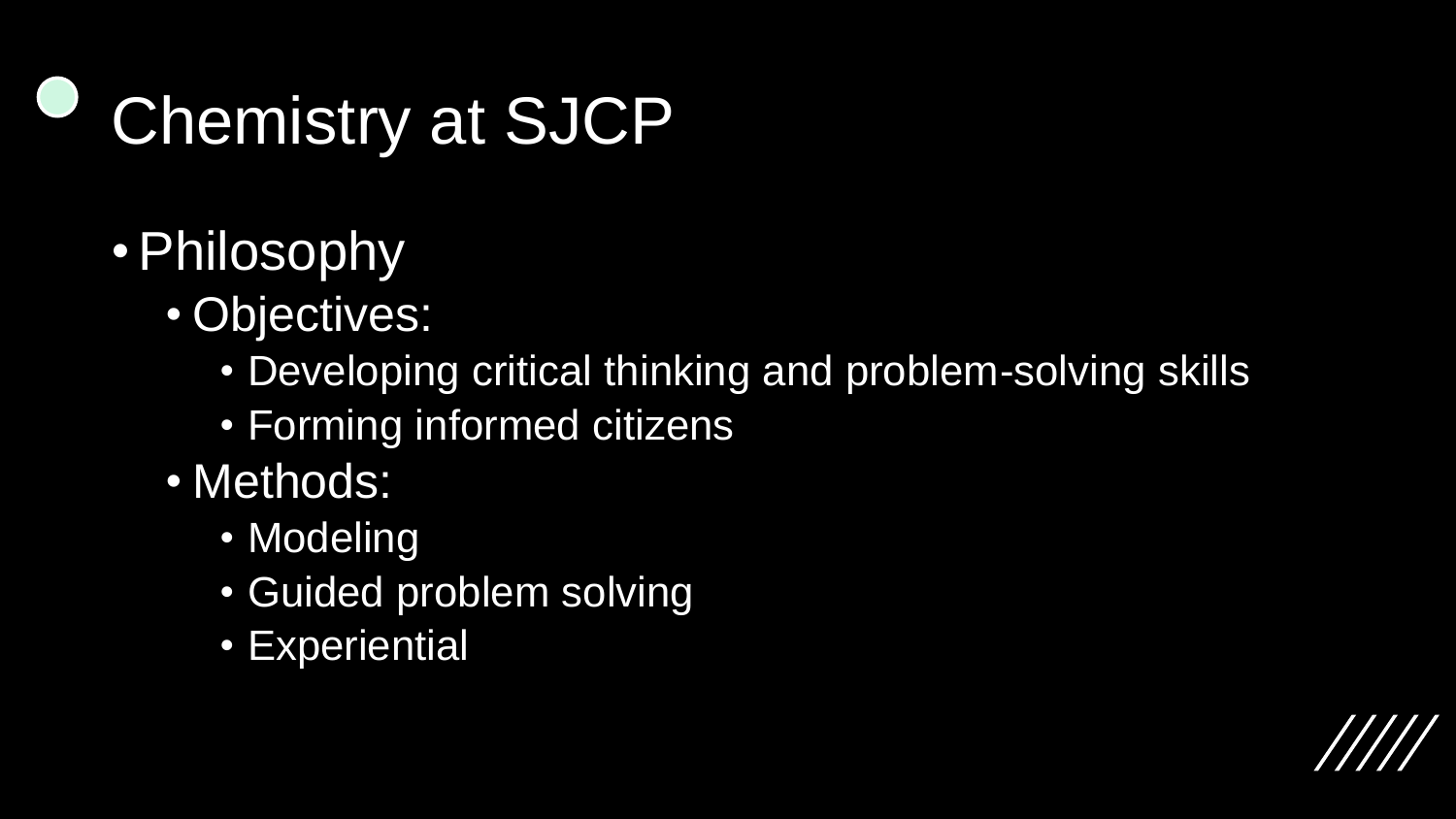# Chemistry at SJCP

- Philosophy
  - Objectives:
    - Developing critical thinking and problem-solving skills
    - Forming informed citizens
  - Methods:
    - Modeling
    - Guided problem solving
    - Experiential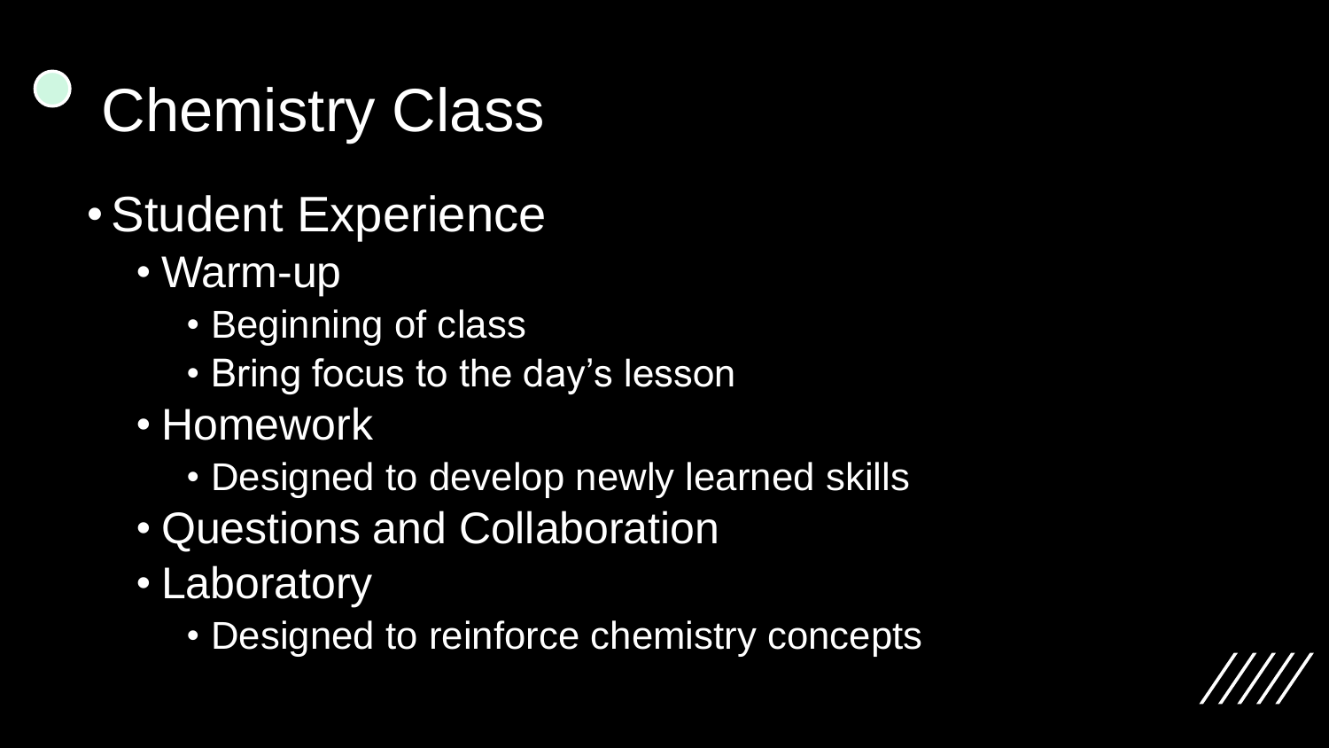# Chemistry Class

- Student Experience
  - Warm-up
    - Beginning of class
    - Bring focus to the day's lesson
  - Homework
    - Designed to develop newly learned skills
  - Questions and Collaboration
  - Laboratory
    - Designed to reinforce chemistry concepts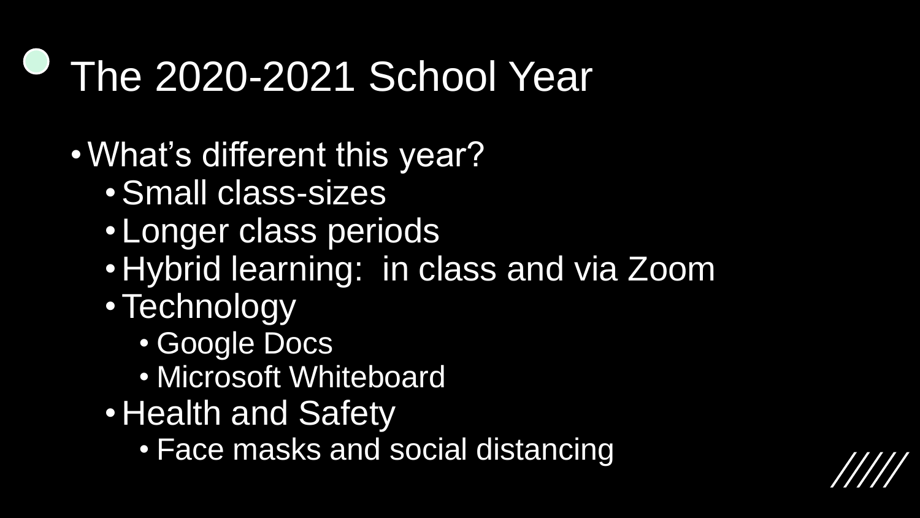# The 2020-2021 School Year

- What's different this year?
  - Small class-sizes
  - Longer class periods
  - Hybrid learning:  in class and via Zoom
  - Technology
    - Google Docs
    - Microsoft Whiteboard
  - Health and Safety
    - Face masks and social distancing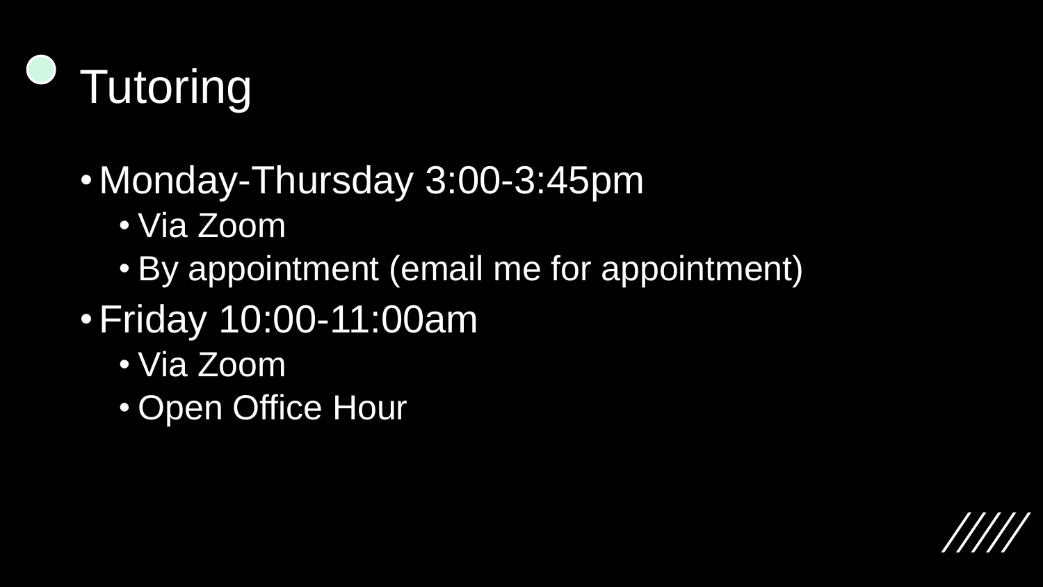# Tutoring

- Monday-Thursday 3:00-3:45pm
  - Via Zoom
  - By appointment (email me for appointment)
- Friday 10:00-11:00am
  - Via Zoom
  - Open Office Hour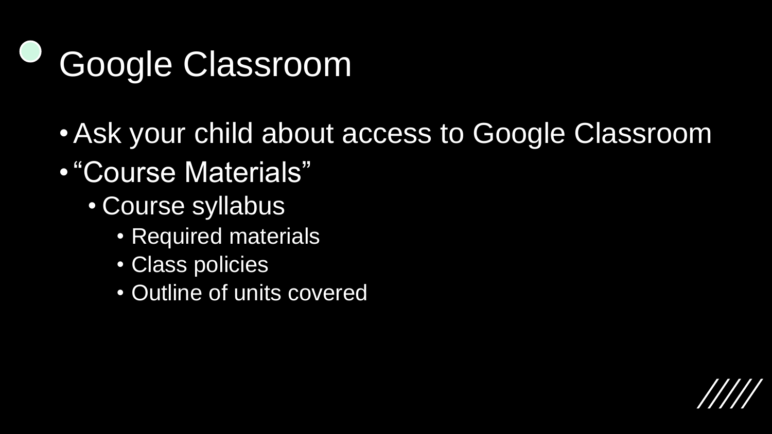# Google Classroom

- Ask your child about access to Google Classroom
- “Course Materials”
  - Course syllabus
    - Required materials
    - Class policies
    - Outline of units covered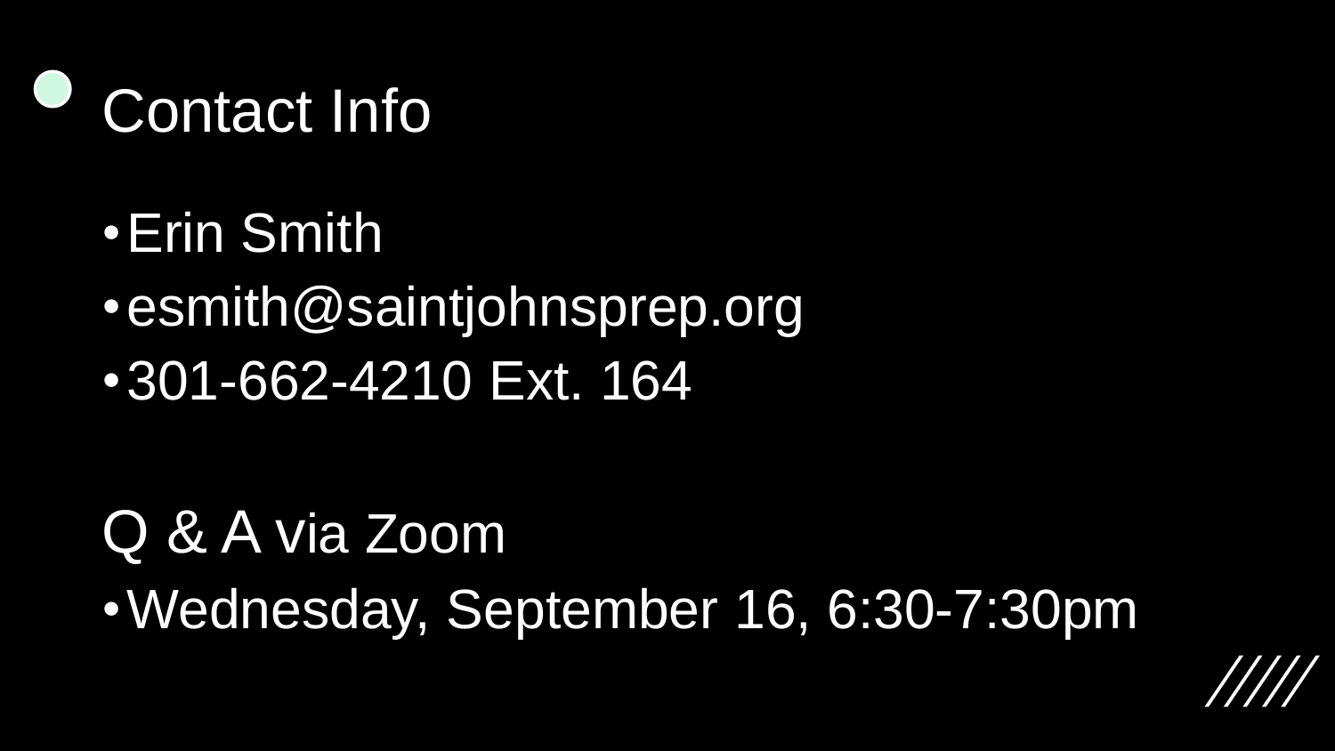# Contact Info

- Erin Smith
- esmith@saintjohnsprep.org
- 301-662-4210 Ext. 164

## Q & A via Zoom

- Wednesday, September 16, 6:30-7:30pm